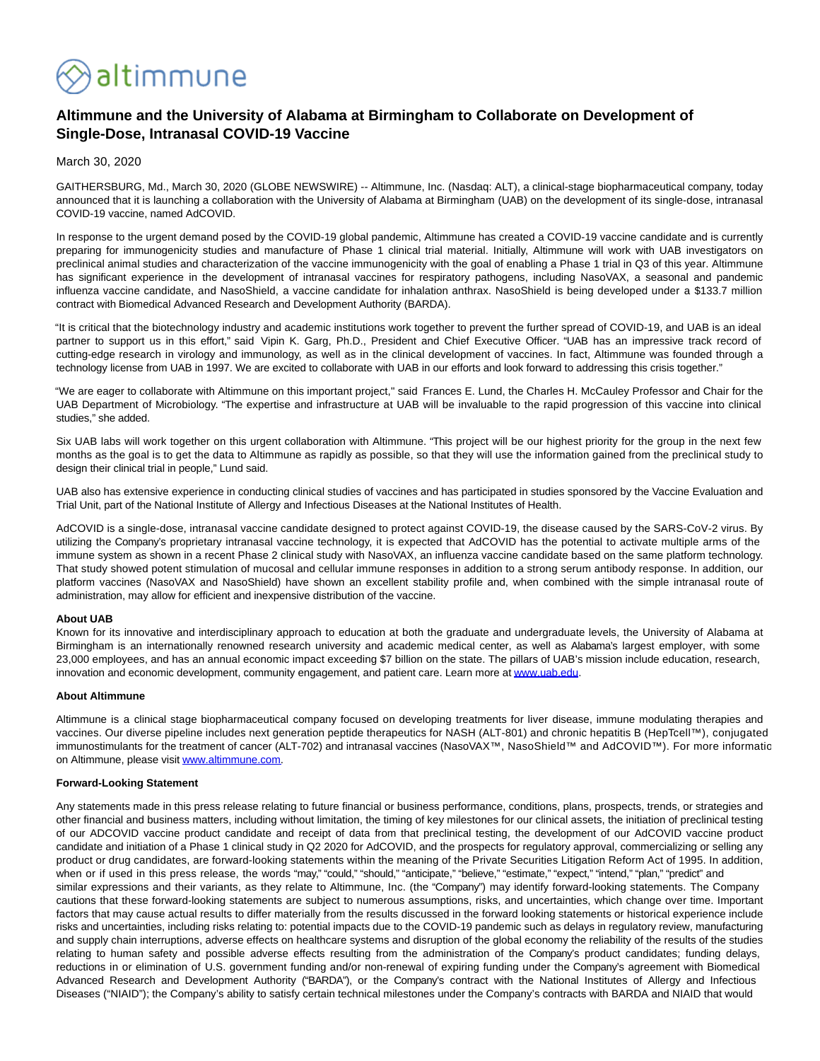# Altimmune and the University of Alabama at Birmingham to Collaborate on Development of Single-Dose, Intranasal COVID-19 Vaccine

March 30, 2020

GAITHERSBURG, Md., March 30, 2020 (GLOBE NEWSWIRE) -- Altimmune, Inc. (Nasdaq: ALT), a clinical-stage biopharmaceutical company, today announced that it is launching a collaboration with the University of Alabama at Birmingham (UAB) on the development of its single-dose, intranasal COVID-19 vaccine, named AdCOVID.

In response to the urgent demand posed by the COVID-19 global pandemic, Altimmune has created a COVID-19 vaccine candidate and is currently preparing for immunogenicity studies and manufacture of Phase 1 clinical trial material. Initially, Altimmune will work with UAB investigators on preclinical animal studies and characterization of the vaccine immunogenicity with the goal of enabling a Phase 1 trial in Q3 of this year. Altimmune has significant experience in the development of intranasal vaccines for respiratory pathogens, including NasoVAX, a seasonal and pandemic influenza vaccine candidate, and NasoShield, a vaccine candidate for inhalation anthrax. NasoShield is being developed under a $133.7 million contract with Biomedical Advanced Research and Development Authority (BARDA).

"It is critical that the biotechnology industry and academic institutions work together to prevent the further spread of COVID-19, and UAB is an ideal partner to support us in this effort," said Vipin K. Garg, Ph.D., President and Chief Executive Officer. "UAB has an impressive track record of cutting-edge research in virology and immunology, as well as in the clinical development of vaccines. In fact, Altimmune was founded through a technology license from UAB in 1997. We are excited to collaborate with UAB in our efforts and look forward to addressing this crisis together."

"We are eager to collaborate with Altimmune on this important project," said Frances E. Lund, the Charles H. McCauley Professor and Chair for the UAB Department of Microbiology. "The expertise and infrastructure at UAB will be invaluable to the rapid progression of this vaccine into clinical studies," she added.

Six UAB labs will work together on this urgent collaboration with Altimmune. "This project will be our highest priority for the group in the next few months as the goal is to get the data to Altimmune as rapidly as possible, so that they will use the information gained from the preclinical study to design their clinical trial in people," Lund said.

UAB also has extensive experience in conducting clinical studies of vaccines and has participated in studies sponsored by the Vaccine Evaluation and Trial Unit, part of the National Institute of Allergy and Infectious Diseases at the National Institutes of Health.

AdCOVID is a single-dose, intranasal vaccine candidate designed to protect against COVID-19, the disease caused by the SARS-CoV-2 virus. By utilizing the Company's proprietary intranasal vaccine technology, it is expected that AdCOVID has the potential to activate multiple arms of the immune system as shown in a recent Phase 2 clinical study with NasoVAX, an influenza vaccine candidate based on the same platform technology. That study showed potent stimulation of mucosal and cellular immune responses in addition to a strong serum antibody response. In addition, our platform vaccines (NasoVAX and NasoShield) have shown an excellent stability profile and, when combined with the simple intranasal route of administration, may allow for efficient and inexpensive distribution of the vaccine.

**About UAB**
Known for its innovative and interdisciplinary approach to education at both the graduate and undergraduate levels, the University of Alabama at Birmingham is an internationally renowned research university and academic medical center, as well as Alabama's largest employer, with some 23,000 employees, and has an annual economic impact exceeding $7 billion on the state. The pillars of UAB's mission include education, research, innovation and economic development, community engagement, and patient care. Learn more at www.uab.edu.

**About Altimmune**

Altimmune is a clinical stage biopharmaceutical company focused on developing treatments for liver disease, immune modulating therapies and vaccines. Our diverse pipeline includes next generation peptide therapeutics for NASH (ALT-801) and chronic hepatitis B (HepTcell™), conjugated immunostimulants for the treatment of cancer (ALT-702) and intranasal vaccines (NasoVAX™, NasoShield™ and AdCOVID™). For more information on Altimmune, please visit www.altimmune.com.

**Forward-Looking Statement**

Any statements made in this press release relating to future financial or business performance, conditions, plans, prospects, trends, or strategies and other financial and business matters, including without limitation, the timing of key milestones for our clinical assets, the initiation of preclinical testing of our ADCOVID vaccine product candidate and receipt of data from that preclinical testing, the development of our AdCOVID vaccine product candidate and initiation of a Phase 1 clinical study in Q2 2020 for AdCOVID, and the prospects for regulatory approval, commercializing or selling any product or drug candidates, are forward-looking statements within the meaning of the Private Securities Litigation Reform Act of 1995. In addition, when or if used in this press release, the words "may," "could," "should," "anticipate," "believe," "estimate," "expect," "intend," "plan," "predict" and similar expressions and their variants, as they relate to Altimmune, Inc. (the "Company") may identify forward-looking statements. The Company cautions that these forward-looking statements are subject to numerous assumptions, risks, and uncertainties, which change over time. Important factors that may cause actual results to differ materially from the results discussed in the forward looking statements or historical experience include risks and uncertainties, including risks relating to: potential impacts due to the COVID-19 pandemic such as delays in regulatory review, manufacturing and supply chain interruptions, adverse effects on healthcare systems and disruption of the global economy the reliability of the results of the studies relating to human safety and possible adverse effects resulting from the administration of the Company's product candidates; funding delays, reductions in or elimination of U.S. government funding and/or non-renewal of expiring funding under the Company's agreement with Biomedical Advanced Research and Development Authority ("BARDA"), or the Company's contract with the National Institutes of Allergy and Infectious Diseases ("NIAID"); the Company's ability to satisfy certain technical milestones under the Company's contracts with BARDA and NIAID that would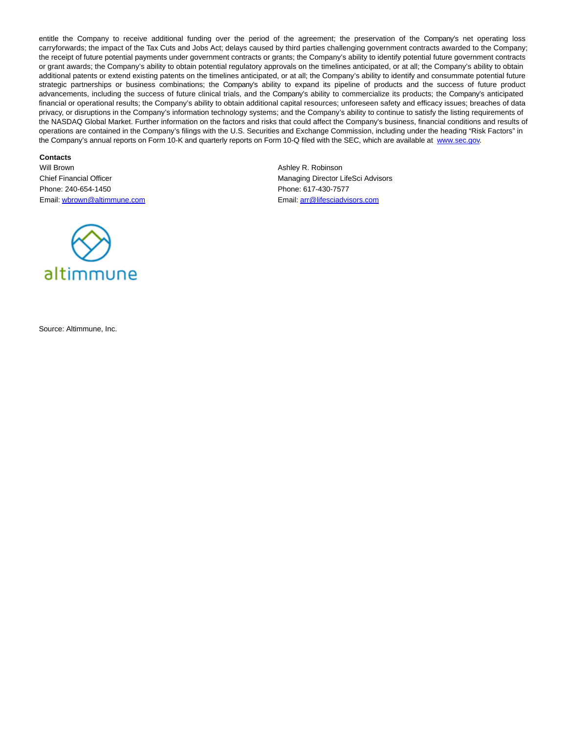entitle the Company to receive additional funding over the period of the agreement; the preservation of the Company's net operating loss carryforwards; the impact of the Tax Cuts and Jobs Act; delays caused by third parties challenging government contracts awarded to the Company; the receipt of future potential payments under government contracts or grants; the Company's ability to identify potential future government contracts or grant awards; the Company's ability to obtain potential regulatory approvals on the timelines anticipated, or at all; the Company's ability to obtain additional patents or extend existing patents on the timelines anticipated, or at all; the Company's ability to identify and consummate potential future strategic partnerships or business combinations; the Company's ability to expand its pipeline of products and the success of future product advancements, including the success of future clinical trials, and the Company's ability to commercialize its products; the Company's anticipated financial or operational results; the Company's ability to obtain additional capital resources; unforeseen safety and efficacy issues; breaches of data privacy, or disruptions in the Company's information technology systems; and the Company's ability to continue to satisfy the listing requirements of the NASDAQ Global Market. Further information on the factors and risks that could affect the Company's business, financial conditions and results of operations are contained in the Company's filings with the U.S. Securities and Exchange Commission, including under the heading "Risk Factors" in the Company's annual reports on Form 10-K and quarterly reports on Form 10-Q filed with the SEC, which are available at www.sec.gov.

**Contacts**

Will Brown
Chief Financial Officer
Phone: 240-654-1450
Email: wbrown@altimmune.com

Ashley R. Robinson
Managing Director LifeSci Advisors
Phone: 617-430-7577
Email: arr@lifesciadvisors.com

altimmune

Source: Altimmune, Inc.